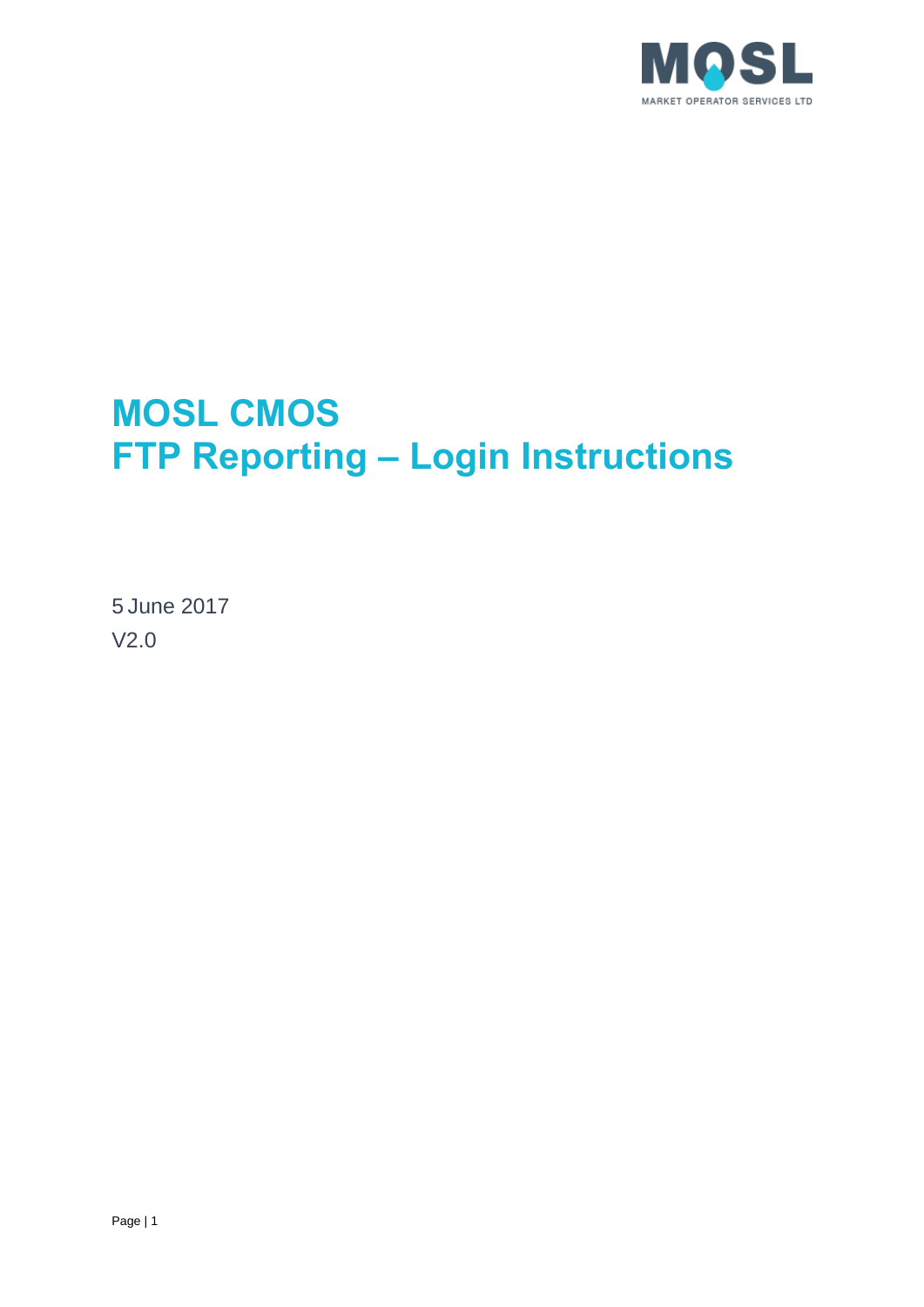# MOSL CMOS
# FTP Reporting – Login Instructions

5 June 2017

V2.0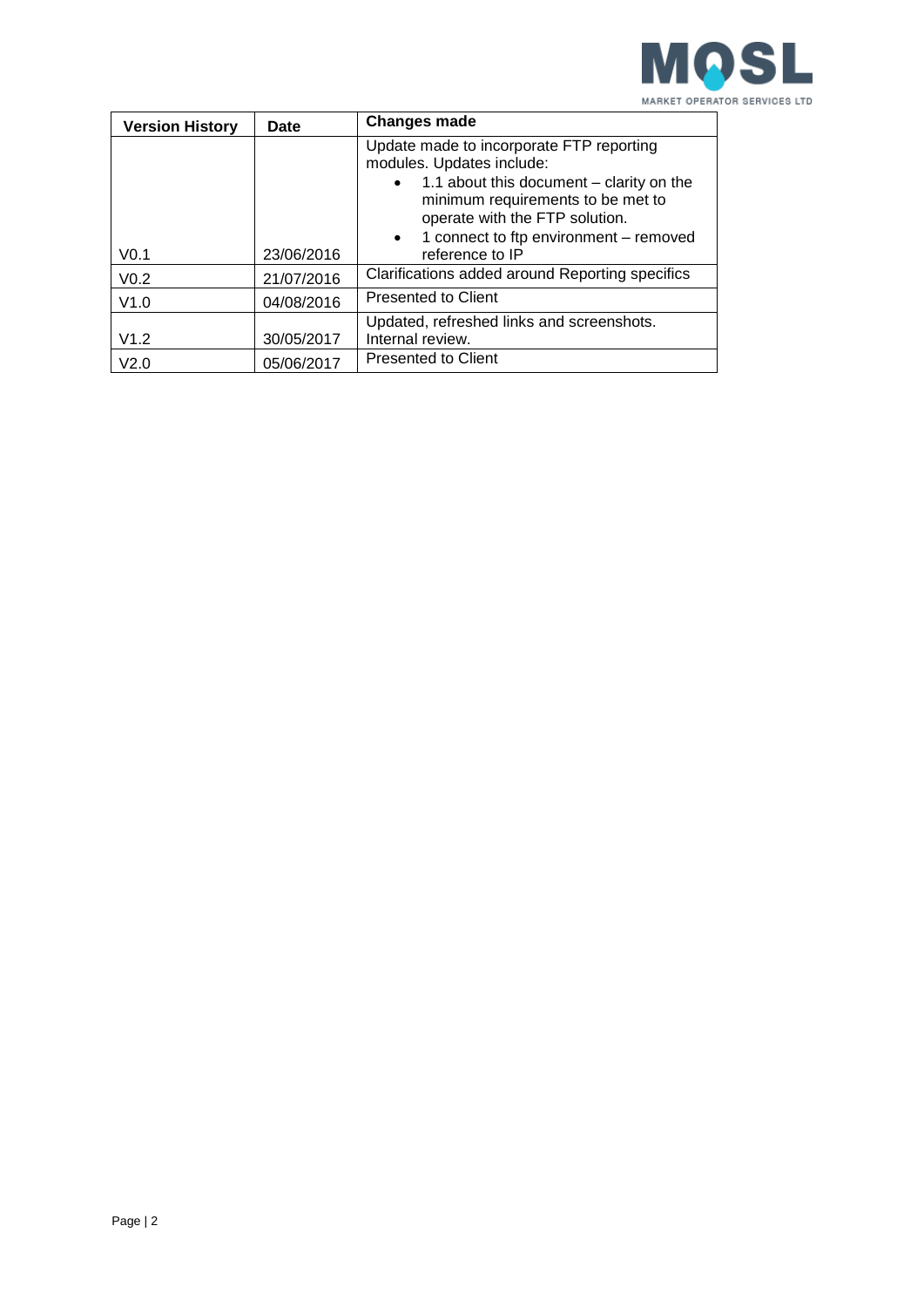| Version History | Date | Changes made |
|---|---|---|
| V0.1 | 23/06/2016 | Update made to incorporate FTP reporting modules. Updates include:<br>• 1.1 about this document – clarity on the minimum requirements to be met to operate with the FTP solution.<br>• 1 connect to ftp environment – removed reference to IP |
| V0.2 | 21/07/2016 | Clarifications added around Reporting specifics |
| V1.0 | 04/08/2016 | Presented to Client |
| V1.2 | 30/05/2017 | Updated, refreshed links and screenshots. Internal review. |
| V2.0 | 05/06/2017 | Presented to Client |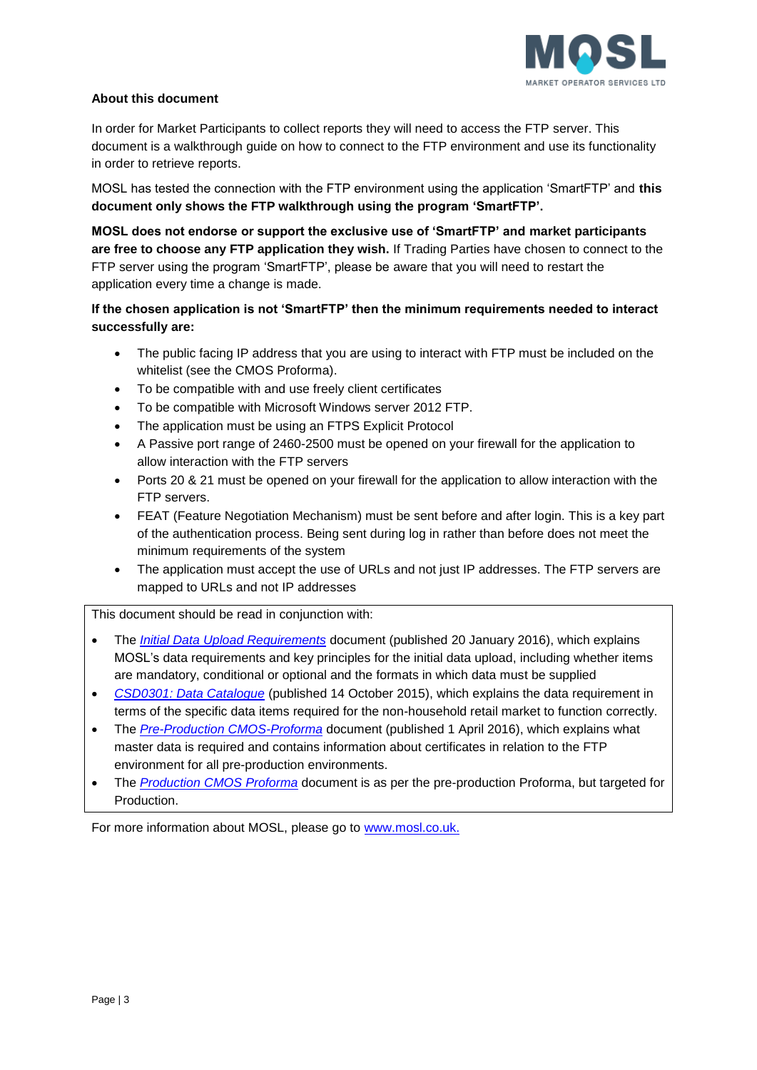**About this document**

In order for Market Participants to collect reports they will need to access the FTP server. This document is a walkthrough guide on how to connect to the FTP environment and use its functionality in order to retrieve reports.

MOSL has tested the connection with the FTP environment using the application 'SmartFTP' and **this document only shows the FTP walkthrough using the program 'SmartFTP'.**

**MOSL does not endorse or support the exclusive use of 'SmartFTP' and market participants are free to choose any FTP application they wish.** If Trading Parties have chosen to connect to the FTP server using the program 'SmartFTP', please be aware that you will need to restart the application every time a change is made.

**If the chosen application is not 'SmartFTP' then the minimum requirements needed to interact successfully are:**

- The public facing IP address that you are using to interact with FTP must be included on the whitelist (see the CMOS Proforma).
- To be compatible with and use freely client certificates
- To be compatible with Microsoft Windows server 2012 FTP.
- The application must be using an FTPS Explicit Protocol
- A Passive port range of 2460-2500 must be opened on your firewall for the application to allow interaction with the FTP servers
- Ports 20 & 21 must be opened on your firewall for the application to allow interaction with the FTP servers.
- FEAT (Feature Negotiation Mechanism) must be sent before and after login. This is a key part of the authentication process. Being sent during log in rather than before does not meet the minimum requirements of the system
- The application must accept the use of URLs and not just IP addresses. The FTP servers are mapped to URLs and not IP addresses

This document should be read in conjunction with:

- The *Initial Data Upload Requirements* document (published 20 January 2016), which explains MOSL's data requirements and key principles for the initial data upload, including whether items are mandatory, conditional or optional and the formats in which data must be supplied
- *CSD0301: Data Catalogue* (published 14 October 2015), which explains the data requirement in terms of the specific data items required for the non-household retail market to function correctly.
- The *Pre-Production CMOS-Proforma* document (published 1 April 2016), which explains what master data is required and contains information about certificates in relation to the FTP environment for all pre-production environments.
- The *Production CMOS Proforma* document is as per the pre-production Proforma, but targeted for Production.

For more information about MOSL, please go to www.mosl.co.uk.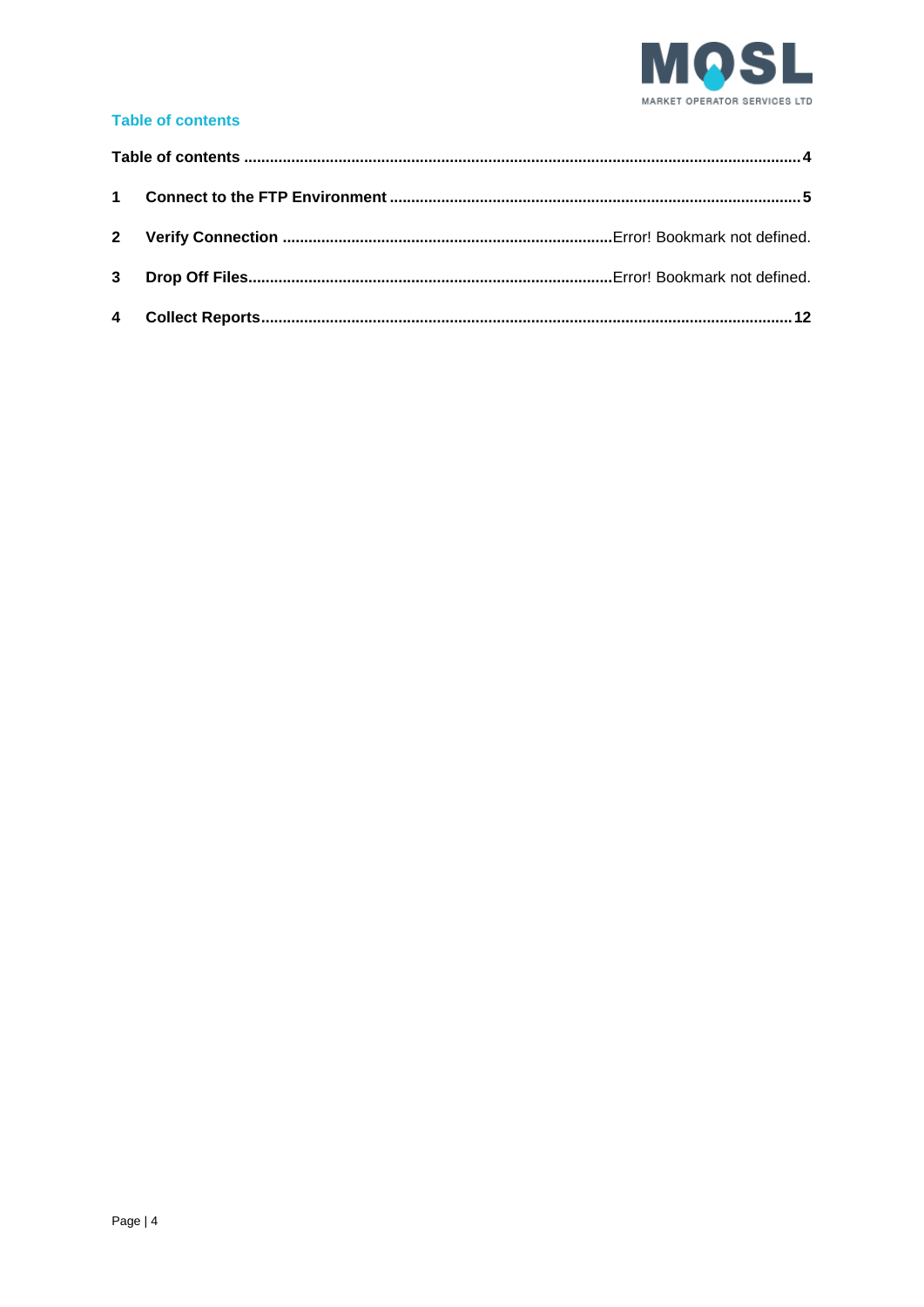## Table of contents

Table of contents ..................................................................................................................................... 4

1 Connect to the FTP Environment ......................................................................................... 5

2 Verify Connection ........................................................................ Error! Bookmark not defined.

3 Drop Off Files................................................................................ Error! Bookmark not defined.

4 Collect Reports........................................................................................................................ 12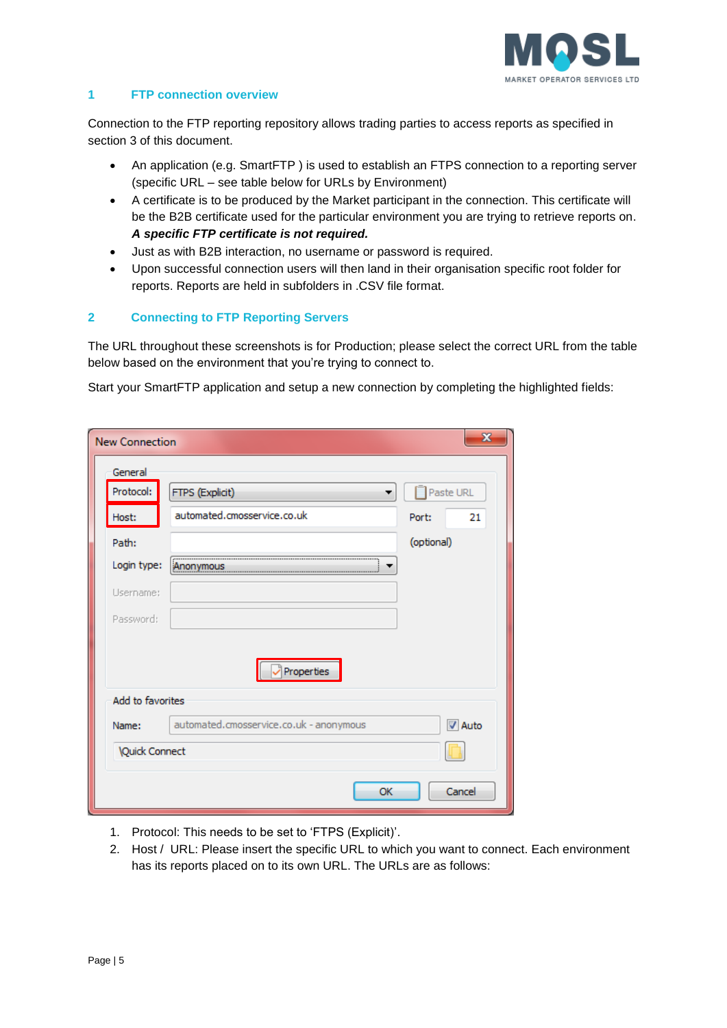## 1 FTP connection overview

Connection to the FTP reporting repository allows trading parties to access reports as specified in section 3 of this document.

- An application (e.g. SmartFTP ) is used to establish an FTPS connection to a reporting server (specific URL – see table below for URLs by Environment)
- A certificate is to be produced by the Market participant in the connection. This certificate will be the B2B certificate used for the particular environment you are trying to retrieve reports on. ***A specific FTP certificate is not required.***
- Just as with B2B interaction, no username or password is required.
- Upon successful connection users will then land in their organisation specific root folder for reports. Reports are held in subfolders in .CSV file format.

## 2 Connecting to FTP Reporting Servers

The URL throughout these screenshots is for Production; please select the correct URL from the table below based on the environment that you're trying to connect to.

Start your SmartFTP application and setup a new connection by completing the highlighted fields:

1. Protocol: This needs to be set to 'FTPS (Explicit)'.
2. Host / URL: Please insert the specific URL to which you want to connect. Each environment has its reports placed on to its own URL. The URLs are as follows: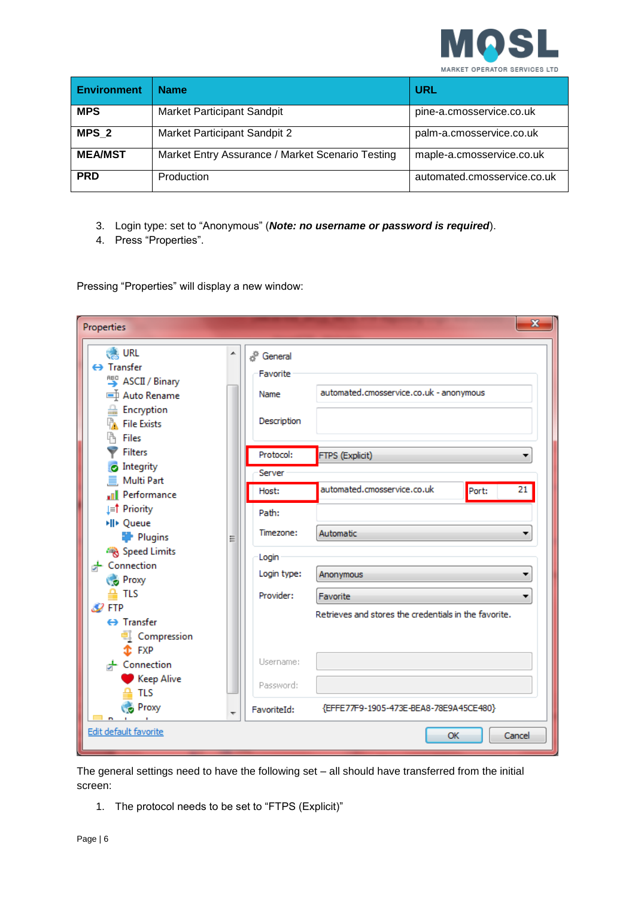| Environment | Name | URL |
| --- | --- | --- |
| **MPS** | Market Participant Sandpit | pine-a.cmosservice.co.uk |
| **MPS_2** | Market Participant Sandpit 2 | palm-a.cmosservice.co.uk |
| **MEA/MST** | Market Entry Assurance / Market Scenario Testing | maple-a.cmosservice.co.uk |
| **PRD** | Production | automated.cmosservice.co.uk |

3. Login type: set to “Anonymous” (***Note: no username or password is required***).
4. Press “Properties”.

Pressing “Properties” will display a new window:

The general settings need to have the following set – all should have transferred from the initial screen:

1. The protocol needs to be set to “FTPS (Explicit)”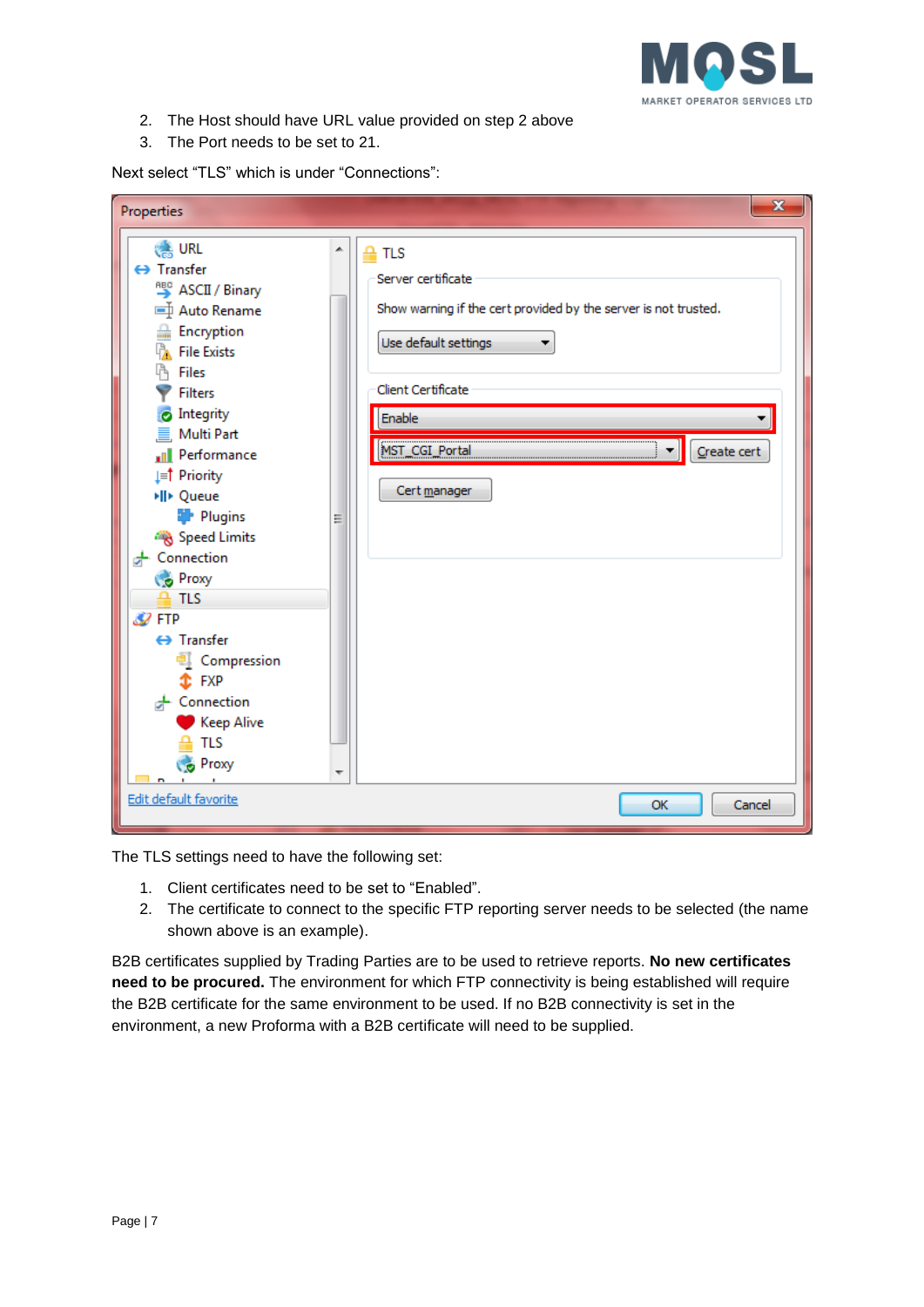2. The Host should have URL value provided on step 2 above
3. The Port needs to be set to 21.

Next select “TLS” which is under “Connections”:

The TLS settings need to have the following set:

1. Client certificates need to be set to “Enabled”.
2. The certificate to connect to the specific FTP reporting server needs to be selected (the name shown above is an example).

B2B certificates supplied by Trading Parties are to be used to retrieve reports. **No new certificates need to be procured.** The environment for which FTP connectivity is being established will require the B2B certificate for the same environment to be used. If no B2B connectivity is set in the environment, a new Proforma with a B2B certificate will need to be supplied.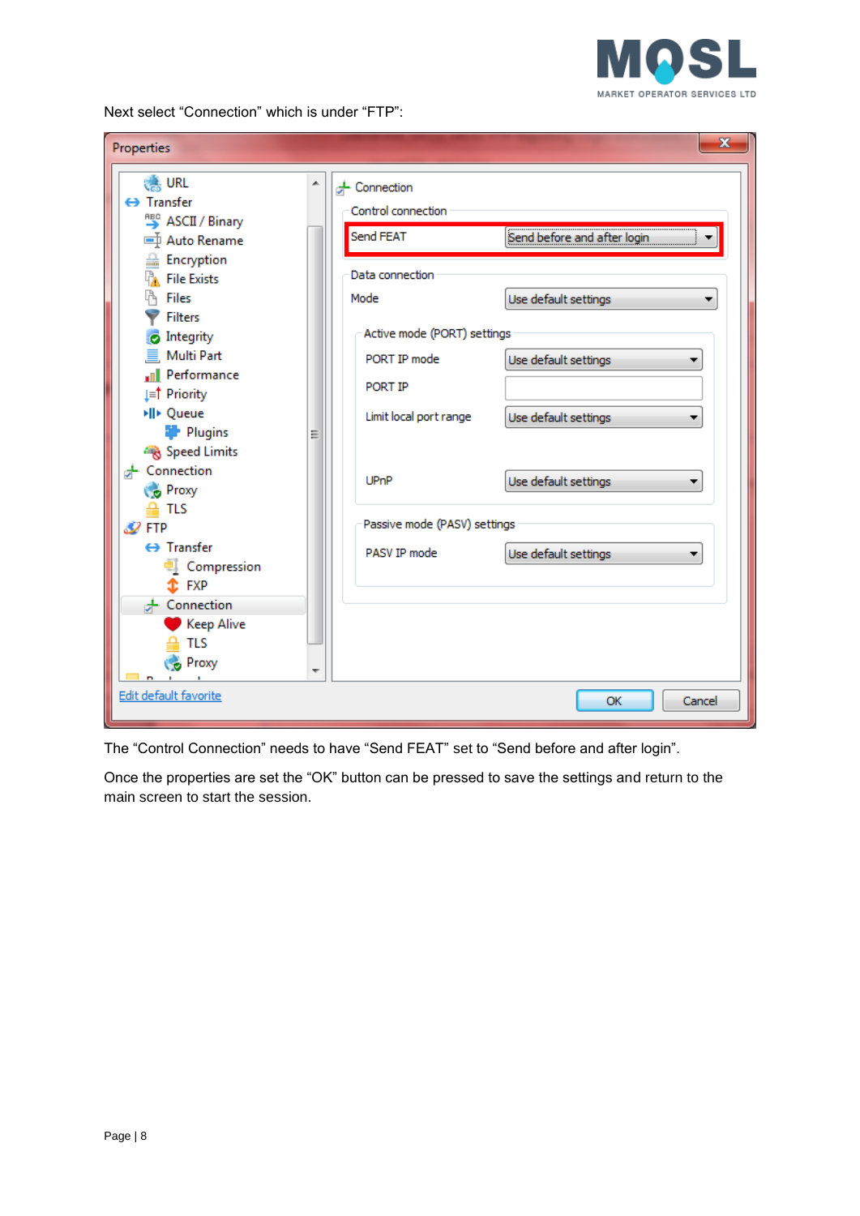Next select “Connection” which is under “FTP”:

The “Control Connection” needs to have “Send FEAT” set to “Send before and after login”.

Once the properties are set the “OK” button can be pressed to save the settings and return to the main screen to start the session.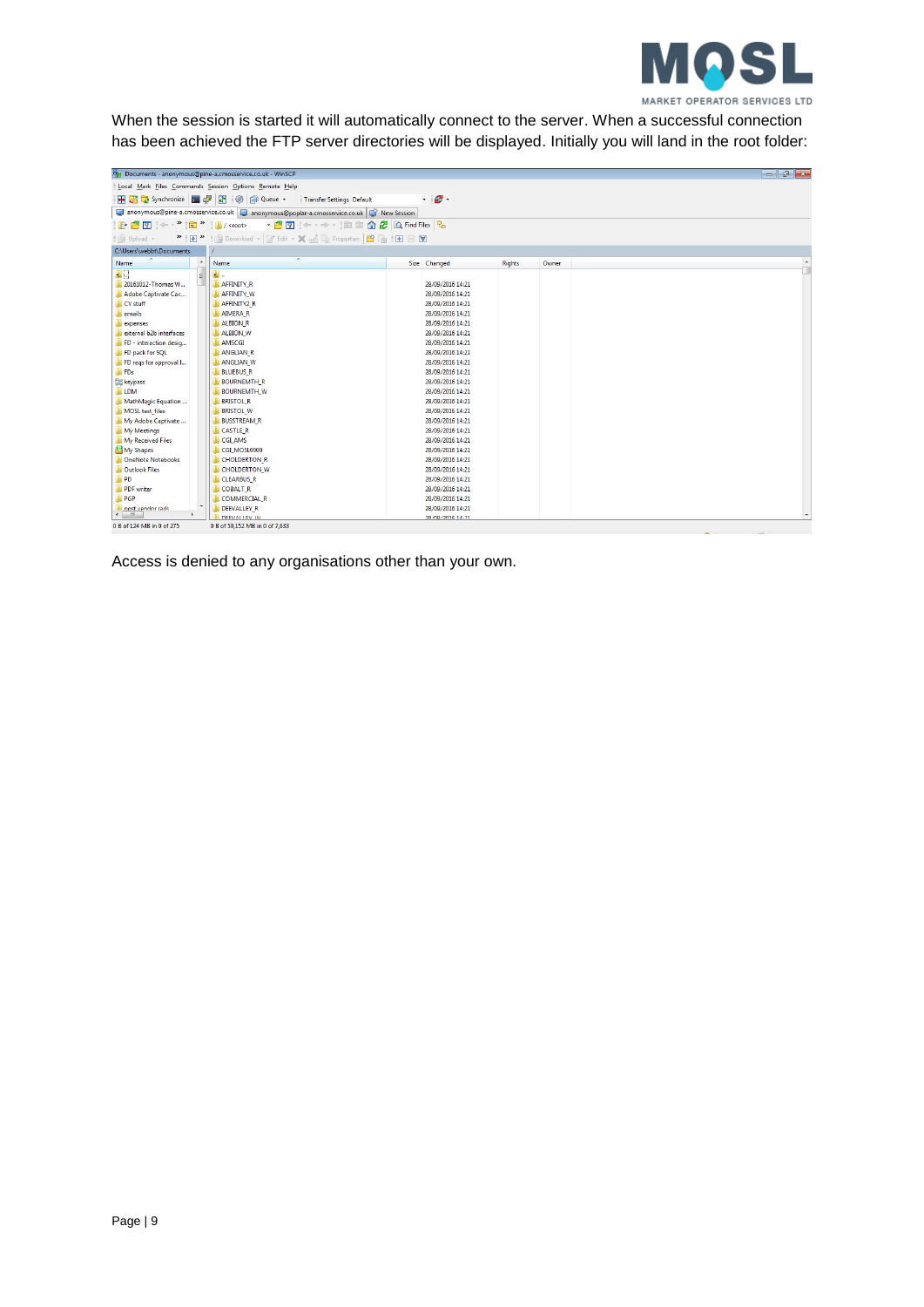When the session is started it will automatically connect to the server. When a successful connection has been achieved the FTP server directories will be displayed. Initially you will land in the root folder:

Access is denied to any organisations other than your own.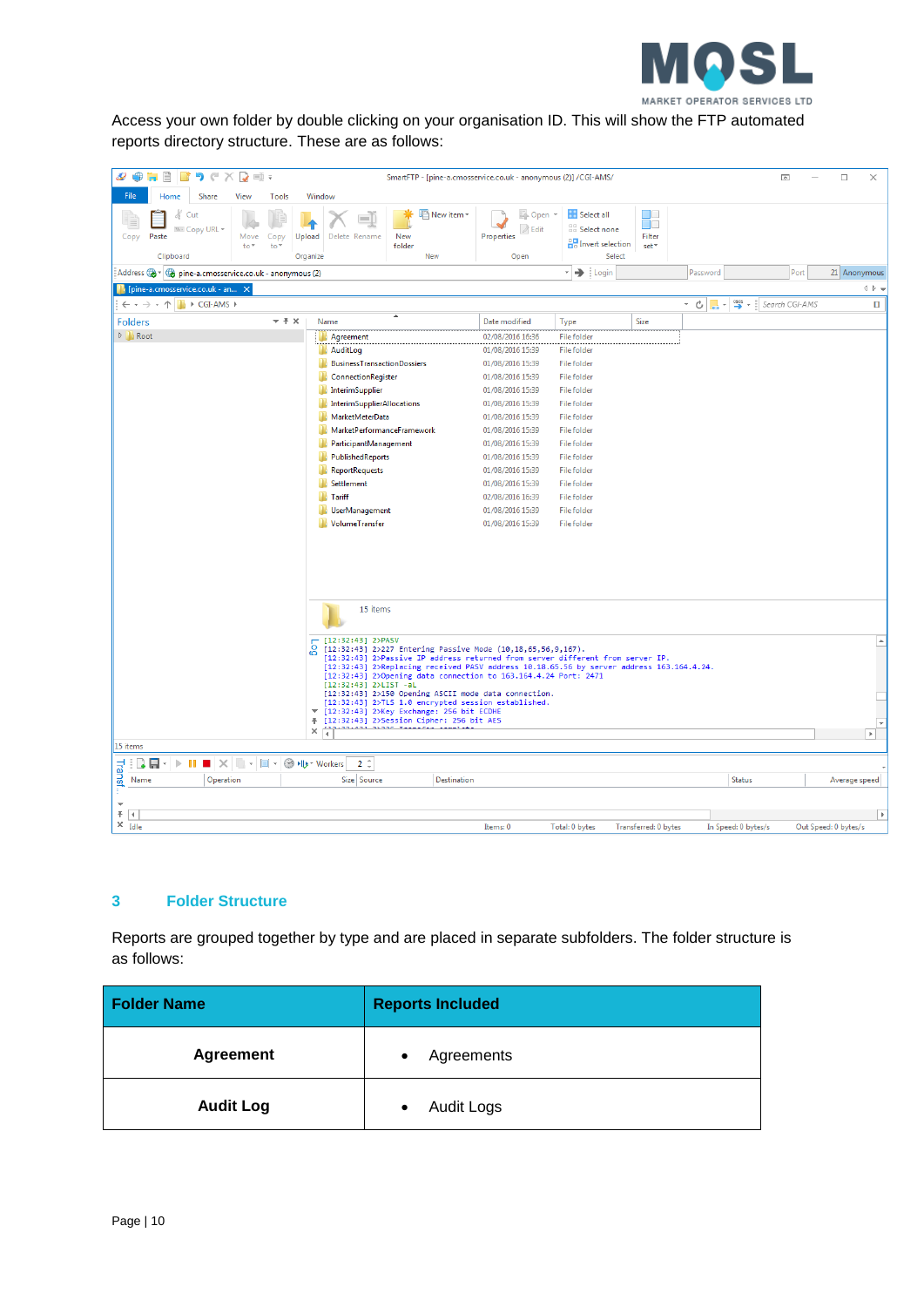Access your own folder by double clicking on your organisation ID. This will show the FTP automated reports directory structure. These are as follows:

## 3 Folder Structure

Reports are grouped together by type and are placed in separate subfolders. The folder structure is as follows:

| Folder Name | Reports Included |
|---|---|
| **Agreement** | • Agreements |
| **Audit Log** | • Audit Logs |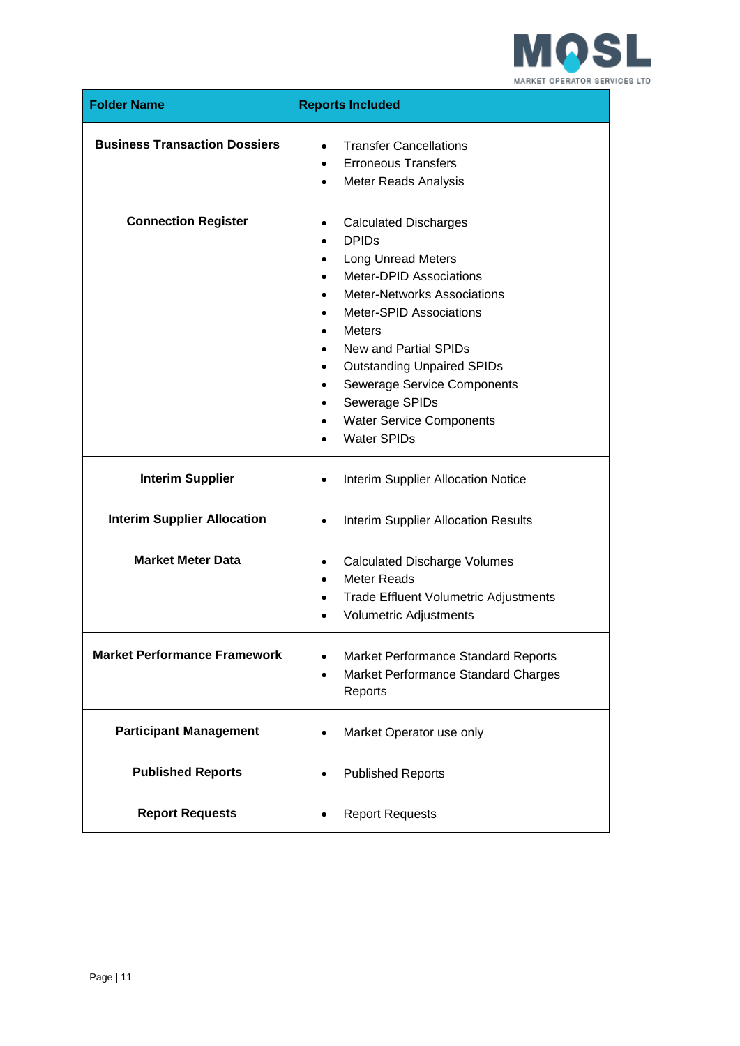| Folder Name | Reports Included |
|---|---|
| **Business Transaction Dossiers** | • Transfer Cancellations<br>• Erroneous Transfers<br>• Meter Reads Analysis |
| **Connection Register** | • Calculated Discharges<br>• DPIDs<br>• Long Unread Meters<br>• Meter-DPID Associations<br>• Meter-Networks Associations<br>• Meter-SPID Associations<br>• Meters<br>• New and Partial SPIDs<br>• Outstanding Unpaired SPIDs<br>• Sewerage Service Components<br>• Sewerage SPIDs<br>• Water Service Components<br>• Water SPIDs |
| **Interim Supplier** | • Interim Supplier Allocation Notice |
| **Interim Supplier Allocation** | • Interim Supplier Allocation Results |
| **Market Meter Data** | • Calculated Discharge Volumes<br>• Meter Reads<br>• Trade Effluent Volumetric Adjustments<br>• Volumetric Adjustments |
| **Market Performance Framework** | • Market Performance Standard Reports<br>• Market Performance Standard Charges Reports |
| **Participant Management** | • Market Operator use only |
| **Published Reports** | • Published Reports |
| **Report Requests** | • Report Requests |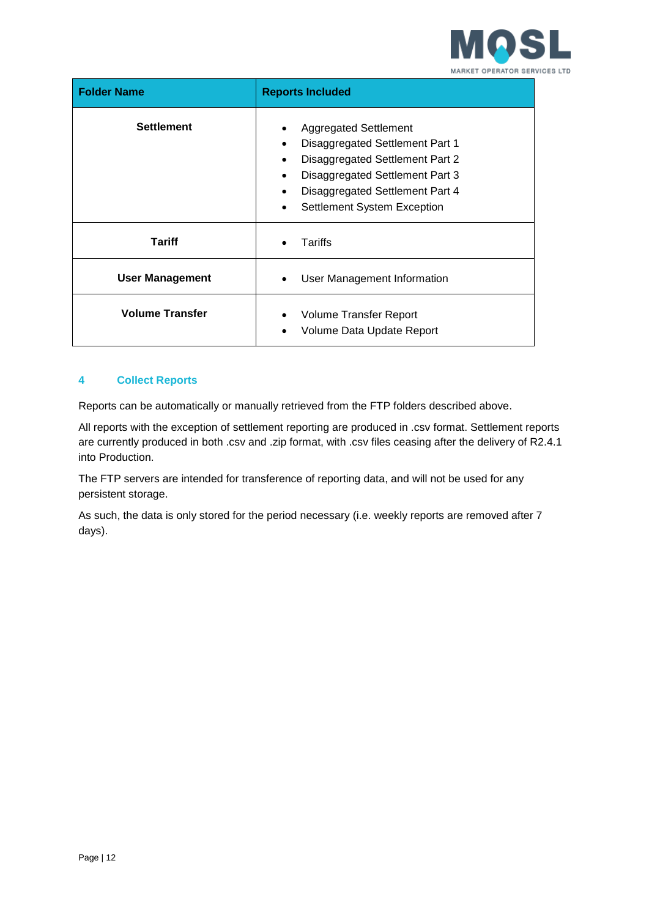| Folder Name | Reports Included |
| --- | --- |
| **Settlement** | • Aggregated Settlement<br>• Disaggregated Settlement Part 1<br>• Disaggregated Settlement Part 2<br>• Disaggregated Settlement Part 3<br>• Disaggregated Settlement Part 4<br>• Settlement System Exception |
| **Tariff** | • Tariffs |
| **User Management** | • User Management Information |
| **Volume Transfer** | • Volume Transfer Report<br>• Volume Data Update Report |

## 4 Collect Reports

Reports can be automatically or manually retrieved from the FTP folders described above.

All reports with the exception of settlement reporting are produced in .csv format. Settlement reports are currently produced in both .csv and .zip format, with .csv files ceasing after the delivery of R2.4.1 into Production.

The FTP servers are intended for transference of reporting data, and will not be used for any persistent storage.

As such, the data is only stored for the period necessary (i.e. weekly reports are removed after 7 days).